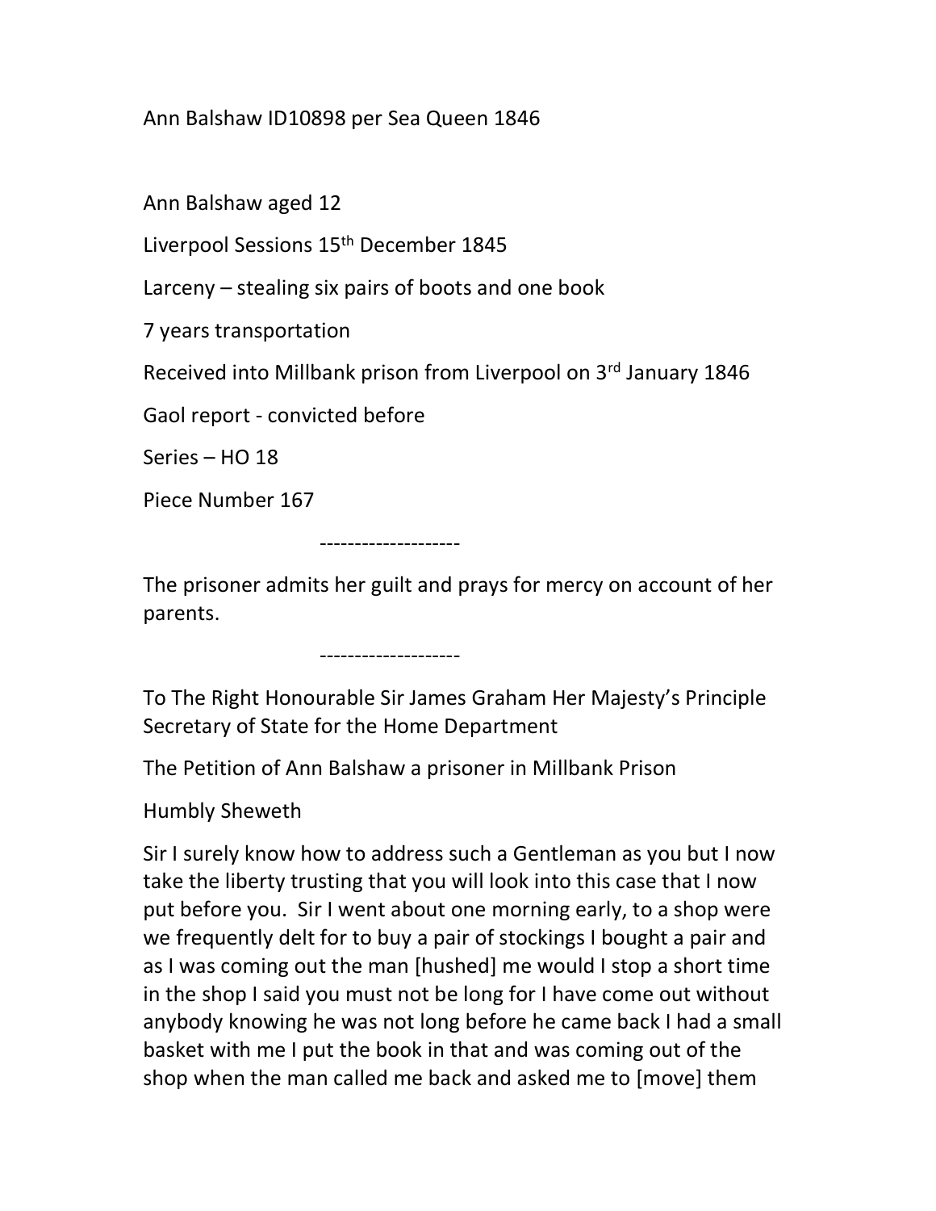Ann Balshaw ID10898 per Sea Queen 1846

Ann Balshaw aged 12

Liverpool Sessions 15th December 1845

Larceny – stealing six pairs of boots and one book

7 years transportation

Received into Millbank prison from Liverpool on 3rd January 1846

Gaol report - convicted before

Series – HO 18

Piece Number 167

--------------------

The prisoner admits her guilt and prays for mercy on account of her parents.

--------------------

To The Right Honourable Sir James Graham Her Majesty's Principle Secretary of State for the Home Department

The Petition of Ann Balshaw a prisoner in Millbank Prison

Humbly Sheweth

Sir I surely know how to address such a Gentleman as you but I now take the liberty trusting that you will look into this case that I now put before you. Sir I went about one morning early, to a shop were we frequently delt for to buy a pair of stockings I bought a pair and as I was coming out the man [hushed] me would I stop a short time in the shop I said you must not be long for I have come out without anybody knowing he was not long before he came back I had a small basket with me I put the book in that and was coming out of the shop when the man called me back and asked me to [move] them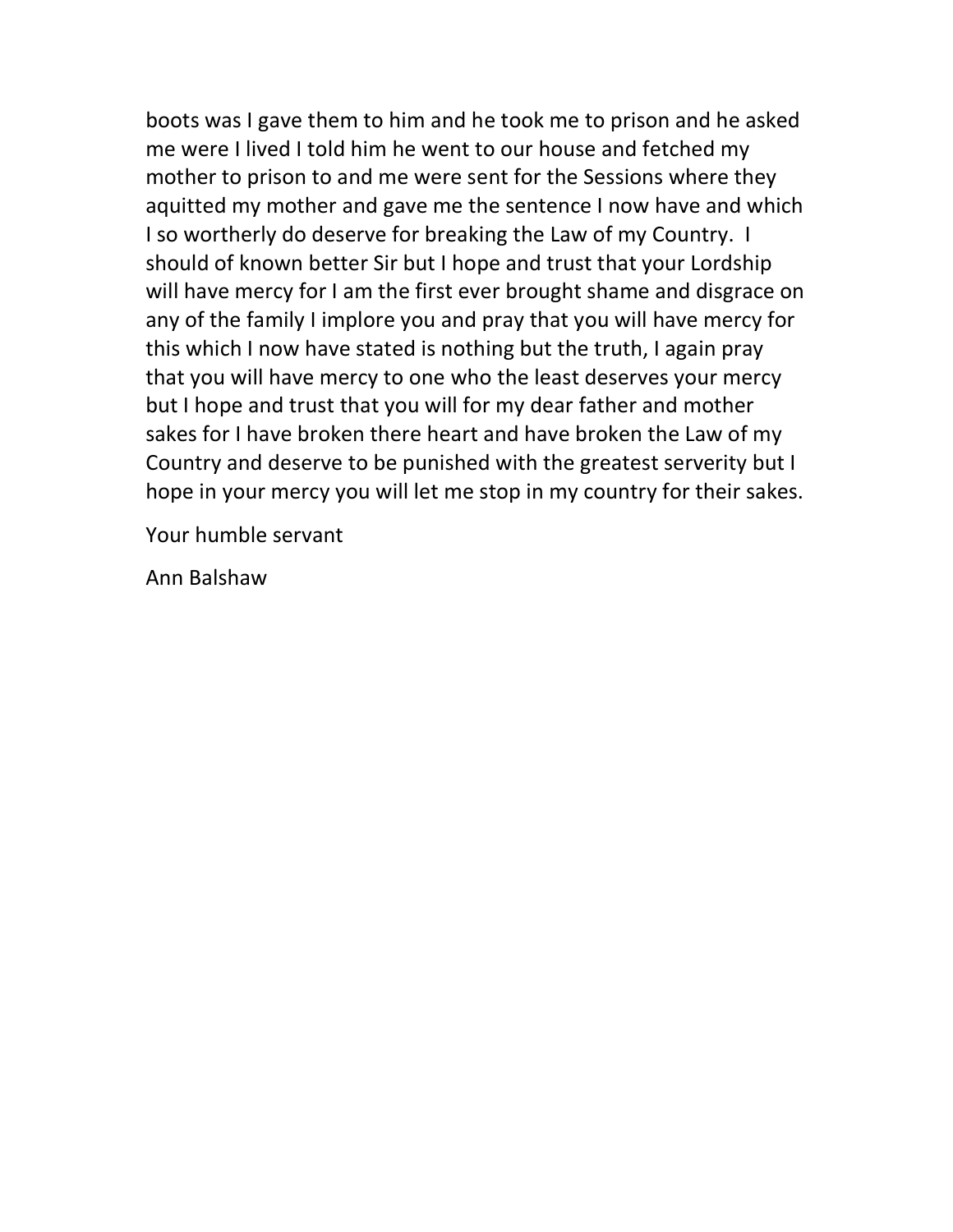boots was I gave them to him and he took me to prison and he asked me were I lived I told him he went to our house and fetched my mother to prison to and me were sent for the Sessions where they aquitted my mother and gave me the sentence I now have and which I so wortherly do deserve for breaking the Law of my Country. I should of known better Sir but I hope and trust that your Lordship will have mercy for I am the first ever brought shame and disgrace on any of the family I implore you and pray that you will have mercy for this which I now have stated is nothing but the truth, I again pray that you will have mercy to one who the least deserves your mercy but I hope and trust that you will for my dear father and mother sakes for I have broken there heart and have broken the Law of my Country and deserve to be punished with the greatest serverity but I hope in your mercy you will let me stop in my country for their sakes.

Your humble servant

Ann Balshaw